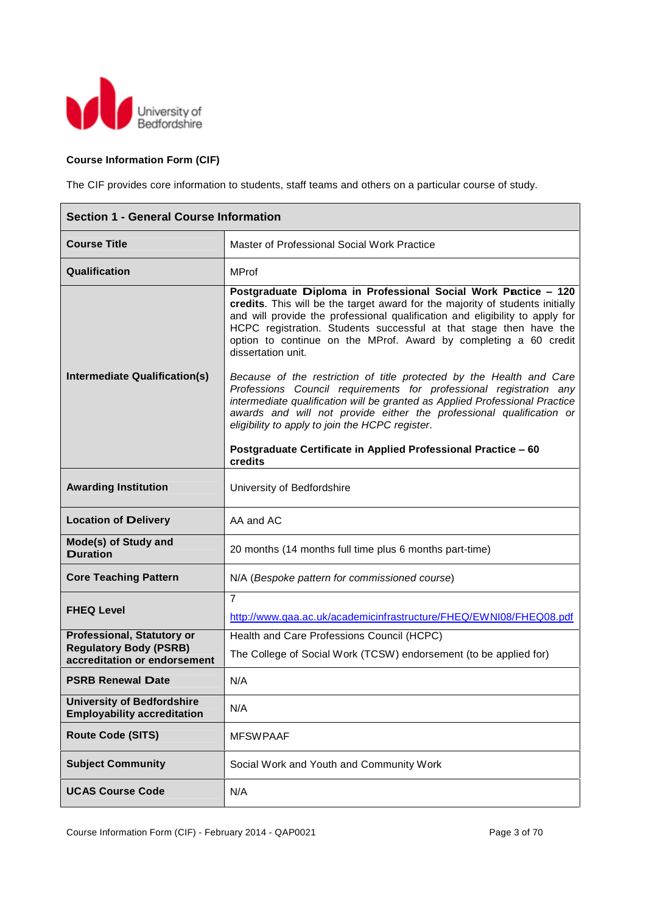**Course Information Form (CIF)**

The CIF provides core information to students, staff teams and others on a particular course of study.

| **Section 1 - General Course Information** | |
|---|---|
| **Course Title** | Master of Professional Social Work Practice |
| **Qualification** | MProf |
| **Intermediate Qualification(s)** | **Postgraduate Diploma in Professional Social Work Practice – 120 credits**. This will be the target award for the majority of students initially and will provide the professional qualification and eligibility to apply for HCPC registration. Students successful at that stage then have the option to continue on the MProf. Award by completing a 60 credit dissertation unit.<br><br>*Because of the restriction of title protected by the Health and Care Professions Council requirements for professional registration any intermediate qualification will be granted as Applied Professional Practice awards and will not provide either the professional qualification or eligibility to apply to join the HCPC register*.<br><br>**Postgraduate Certificate in Applied Professional Practice – 60 credits** |
| **Awarding Institution** | University of Bedfordshire |
| **Location of Delivery** | AA and AC |
| **Mode(s) of Study and Duration** | 20 months (14 months full time plus 6 months part-time) |
| **Core Teaching Pattern** | N/A (*Bespoke pattern for commissioned course*) |
| **FHEQ Level** | 7<br>http://www.qaa.ac.uk/academicinfrastructure/FHEQ/EWNI08/FHEQ08.pdf |
| **Professional, Statutory or Regulatory Body (PSRB) accreditation or endorsement** | Health and Care Professions Council (HCPC)<br>The College of Social Work (TCSW) endorsement (to be applied for) |
| **PSRB Renewal Date** | N/A |
| **University of Bedfordshire Employability accreditation** | N/A |
| **Route Code (SITS)** | MFSWPAAF |
| **Subject Community** | Social Work and Youth and Community Work |
| **UCAS Course Code** | N/A |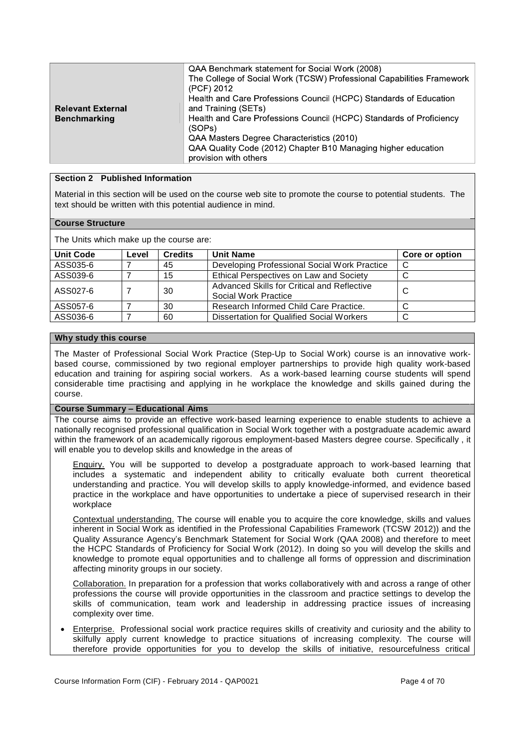| | |
|---|---|
| **Relevant External Benchmarking** | QAA Benchmark statement for Social Work (2008)<br>The College of Social Work (TCSW) Professional Capabilities Framework (PCF) 2012<br>Health and Care Professions Council (HCPC) Standards of Education and Training (SETs)<br>Health and Care Professions Council (HCPC) Standards of Proficiency (SOPs)<br>QAA Masters Degree Characteristics (2010)<br>QAA Quality Code (2012) Chapter B10 Managing higher education provision with others |

## Section 2 Published Information

Material in this section will be used on the course web site to promote the course to potential students. The text should be written with this potential audience in mind.

### Course Structure

The Units which make up the course are:

| Unit Code | Level | Credits | Unit Name | Core or option |
|---|---|---|---|---|
| ASS035-6 | 7 | 45 | Developing Professional Social Work Practice | C |
| ASS039-6 | 7 | 15 | Ethical Perspectives on Law and Society | C |
| ASS027-6 | 7 | 30 | Advanced Skills for Critical and Reflective Social Work Practice | C |
| ASS057-6 | 7 | 30 | Research Informed Child Care Practice. | C |
| ASS036-6 | 7 | 60 | Dissertation for Qualified Social Workers | C |

### Why study this course

The Master of Professional Social Work Practice (Step-Up to Social Work) course is an innovative work-based course, commissioned by two regional employer partnerships to provide high quality work-based education and training for aspiring social workers. As a work-based learning course students will spend considerable time practising and applying in he workplace the knowledge and skills gained during the course.

### Course Summary – Educational Aims

The course aims to provide an effective work-based learning experience to enable students to achieve a nationally recognised professional qualification in Social Work together with a postgraduate academic award within the framework of an academically rigorous employment-based Masters degree course. Specifically , it will enable you to develop skills and knowledge in the areas of

Enquiry. You will be supported to develop a postgraduate approach to work-based learning that includes a systematic and independent ability to critically evaluate both current theoretical understanding and practice. You will develop skills to apply knowledge-informed, and evidence based practice in the workplace and have opportunities to undertake a piece of supervised research in their workplace

Contextual understanding. The course will enable you to acquire the core knowledge, skills and values inherent in Social Work as identified in the Professional Capabilities Framework (TCSW 2012)) and the Quality Assurance Agency's Benchmark Statement for Social Work (QAA 2008) and therefore to meet the HCPC Standards of Proficiency for Social Work (2012). In doing so you will develop the skills and knowledge to promote equal opportunities and to challenge all forms of oppression and discrimination affecting minority groups in our society.

Collaboration. In preparation for a profession that works collaboratively with and across a range of other professions the course will provide opportunities in the classroom and practice settings to develop the skills of communication, team work and leadership in addressing practice issues of increasing complexity over time.

- Enterprise. Professional social work practice requires skills of creativity and curiosity and the ability to skilfully apply current knowledge to practice situations of increasing complexity. The course will therefore provide opportunities for you to develop the skills of initiative, resourcefulness critical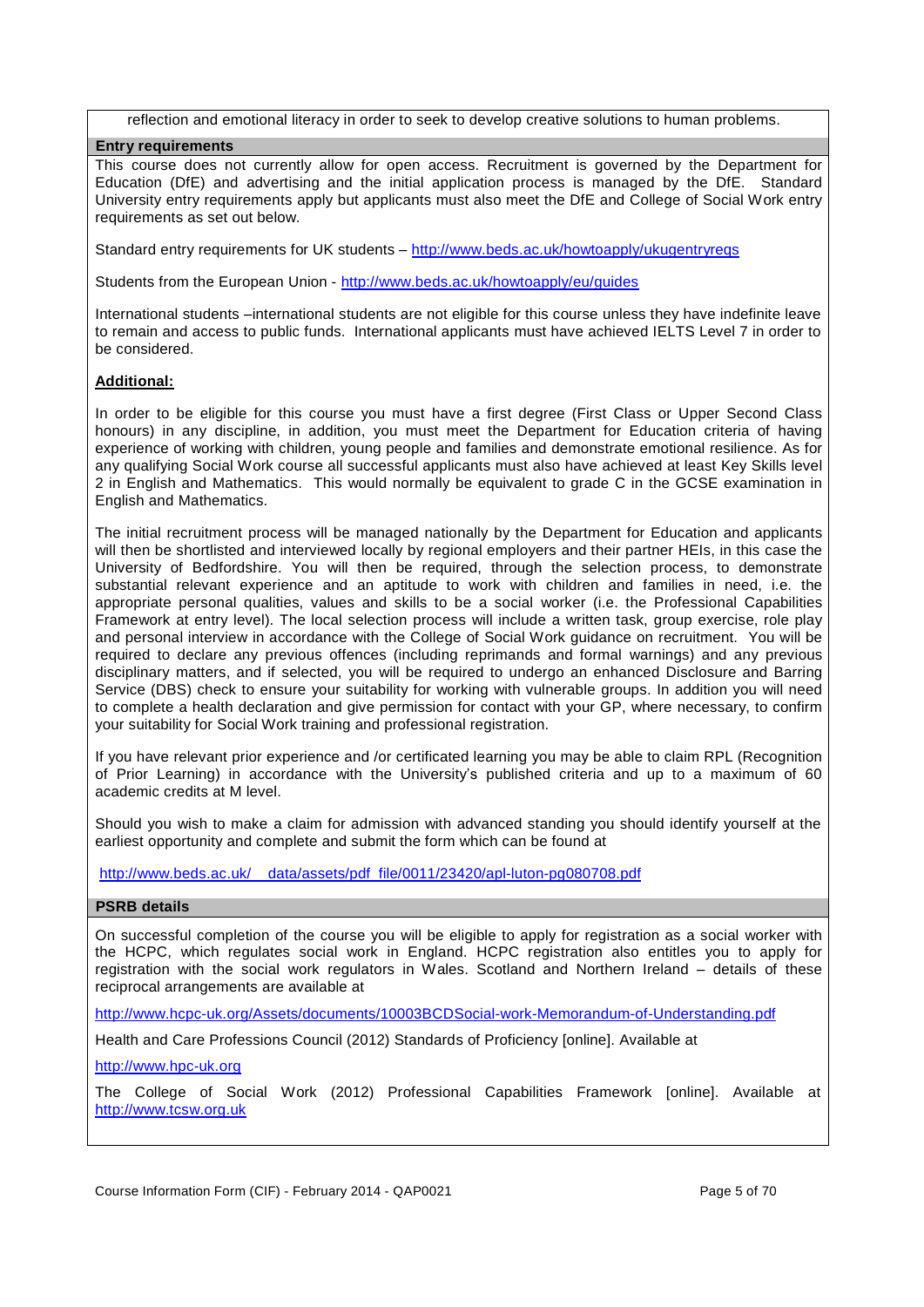reflection and emotional literacy in order to seek to develop creative solutions to human problems.

## Entry requirements

This course does not currently allow for open access. Recruitment is governed by the Department for Education (DfE) and advertising and the initial application process is managed by the DfE. Standard University entry requirements apply but applicants must also meet the DfE and College of Social Work entry requirements as set out below.

Standard entry requirements for UK students – http://www.beds.ac.uk/howtoapply/ukugentryreqs

Students from the European Union - http://www.beds.ac.uk/howtoapply/eu/guides

International students –international students are not eligible for this course unless they have indefinite leave to remain and access to public funds. International applicants must have achieved IELTS Level 7 in order to be considered.

**Additional:**

In order to be eligible for this course you must have a first degree (First Class or Upper Second Class honours) in any discipline, in addition, you must meet the Department for Education criteria of having experience of working with children, young people and families and demonstrate emotional resilience. As for any qualifying Social Work course all successful applicants must also have achieved at least Key Skills level 2 in English and Mathematics. This would normally be equivalent to grade C in the GCSE examination in English and Mathematics.

The initial recruitment process will be managed nationally by the Department for Education and applicants will then be shortlisted and interviewed locally by regional employers and their partner HEIs, in this case the University of Bedfordshire. You will then be required, through the selection process, to demonstrate substantial relevant experience and an aptitude to work with children and families in need, i.e. the appropriate personal qualities, values and skills to be a social worker (i.e. the Professional Capabilities Framework at entry level). The local selection process will include a written task, group exercise, role play and personal interview in accordance with the College of Social Work guidance on recruitment. You will be required to declare any previous offences (including reprimands and formal warnings) and any previous disciplinary matters, and if selected, you will be required to undergo an enhanced Disclosure and Barring Service (DBS) check to ensure your suitability for working with vulnerable groups. In addition you will need to complete a health declaration and give permission for contact with your GP, where necessary, to confirm your suitability for Social Work training and professional registration.

If you have relevant prior experience and /or certificated learning you may be able to claim RPL (Recognition of Prior Learning) in accordance with the University's published criteria and up to a maximum of 60 academic credits at M level.

Should you wish to make a claim for admission with advanced standing you should identify yourself at the earliest opportunity and complete and submit the form which can be found at

http://www.beds.ac.uk/__data/assets/pdf_file/0011/23420/apl-luton-pg080708.pdf

## PSRB details

On successful completion of the course you will be eligible to apply for registration as a social worker with the HCPC, which regulates social work in England. HCPC registration also entitles you to apply for registration with the social work regulators in Wales. Scotland and Northern Ireland – details of these reciprocal arrangements are available at

http://www.hcpc-uk.org/Assets/documents/10003BCDSocial-work-Memorandum-of-Understanding.pdf

Health and Care Professions Council (2012) Standards of Proficiency [online]. Available at

http://www.hpc-uk.org

The College of Social Work (2012) Professional Capabilities Framework [online]. Available at http://www.tcsw.org.uk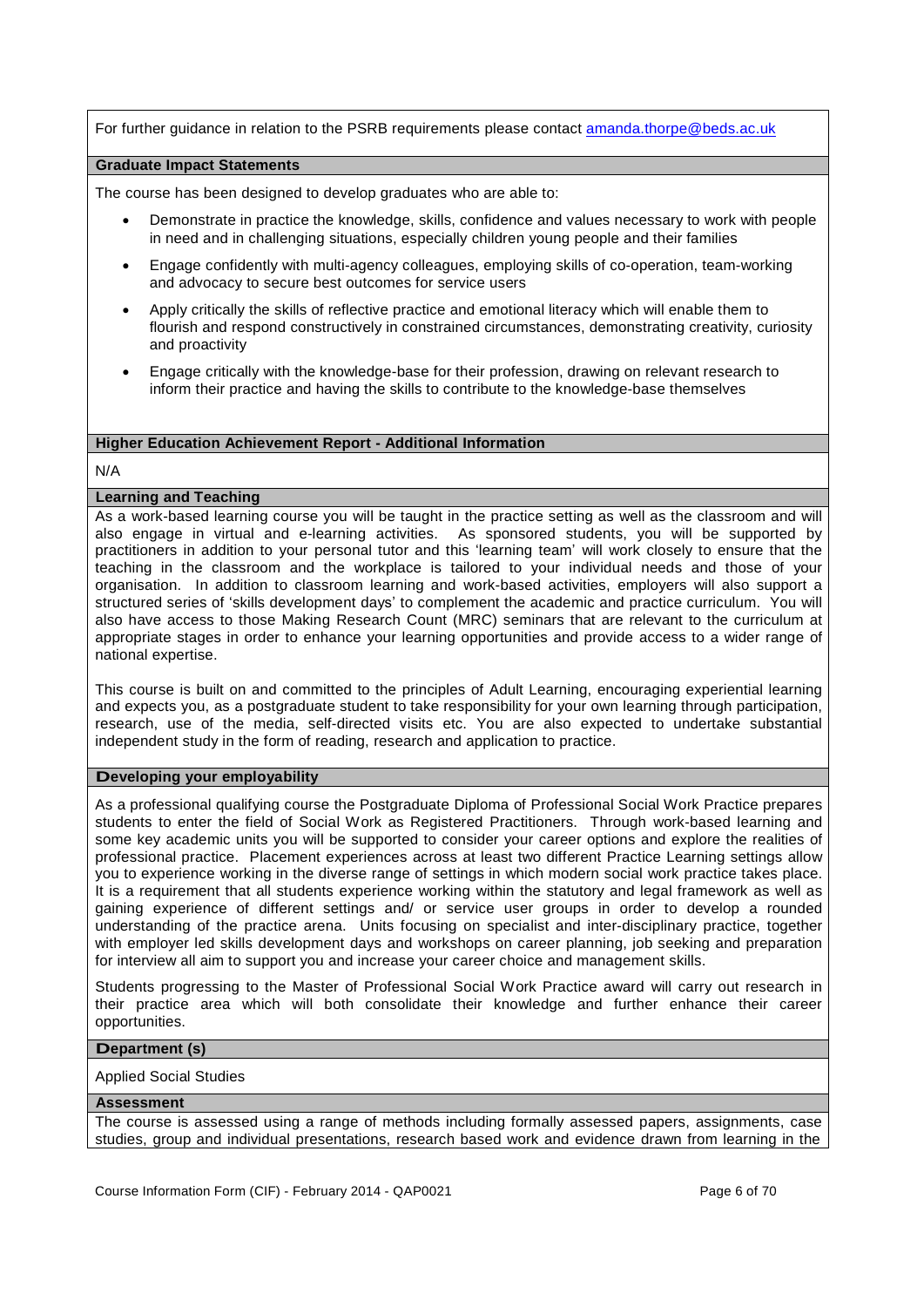For further guidance in relation to the PSRB requirements please contact amanda.thorpe@beds.ac.uk

## Graduate Impact Statements

The course has been designed to develop graduates who are able to:

- Demonstrate in practice the knowledge, skills, confidence and values necessary to work with people in need and in challenging situations, especially children young people and their families
- Engage confidently with multi-agency colleagues, employing skills of co-operation, team-working and advocacy to secure best outcomes for service users
- Apply critically the skills of reflective practice and emotional literacy which will enable them to flourish and respond constructively in constrained circumstances, demonstrating creativity, curiosity and proactivity
- Engage critically with the knowledge-base for their profession, drawing on relevant research to inform their practice and having the skills to contribute to the knowledge-base themselves

## Higher Education Achievement Report - Additional Information

N/A

## Learning and Teaching

As a work-based learning course you will be taught in the practice setting as well as the classroom and will also engage in virtual and e-learning activities. As sponsored students, you will be supported by practitioners in addition to your personal tutor and this 'learning team' will work closely to ensure that the teaching in the classroom and the workplace is tailored to your individual needs and those of your organisation. In addition to classroom learning and work-based activities, employers will also support a structured series of 'skills development days' to complement the academic and practice curriculum. You will also have access to those Making Research Count (MRC) seminars that are relevant to the curriculum at appropriate stages in order to enhance your learning opportunities and provide access to a wider range of national expertise.

This course is built on and committed to the principles of Adult Learning, encouraging experiential learning and expects you, as a postgraduate student to take responsibility for your own learning through participation, research, use of the media, self-directed visits etc. You are also expected to undertake substantial independent study in the form of reading, research and application to practice.

## Developing your employability

As a professional qualifying course the Postgraduate Diploma of Professional Social Work Practice prepares students to enter the field of Social Work as Registered Practitioners. Through work-based learning and some key academic units you will be supported to consider your career options and explore the realities of professional practice. Placement experiences across at least two different Practice Learning settings allow you to experience working in the diverse range of settings in which modern social work practice takes place. It is a requirement that all students experience working within the statutory and legal framework as well as gaining experience of different settings and/ or service user groups in order to develop a rounded understanding of the practice arena. Units focusing on specialist and inter-disciplinary practice, together with employer led skills development days and workshops on career planning, job seeking and preparation for interview all aim to support you and increase your career choice and management skills.

Students progressing to the Master of Professional Social Work Practice award will carry out research in their practice area which will both consolidate their knowledge and further enhance their career opportunities.

## Department (s)

Applied Social Studies

## Assessment

The course is assessed using a range of methods including formally assessed papers, assignments, case studies, group and individual presentations, research based work and evidence drawn from learning in the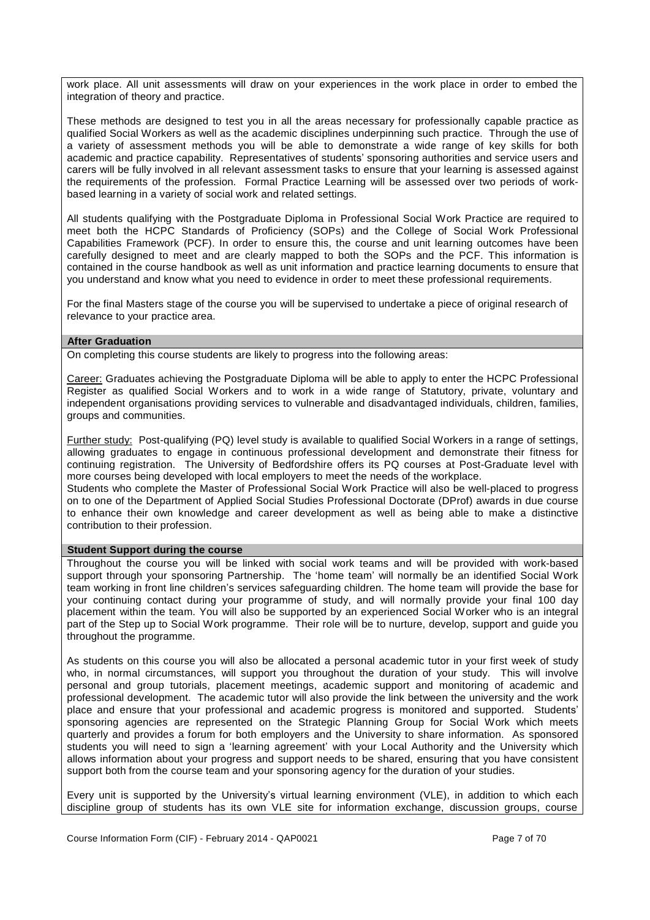work place. All unit assessments will draw on your experiences in the work place in order to embed the integration of theory and practice.

These methods are designed to test you in all the areas necessary for professionally capable practice as qualified Social Workers as well as the academic disciplines underpinning such practice. Through the use of a variety of assessment methods you will be able to demonstrate a wide range of key skills for both academic and practice capability. Representatives of students' sponsoring authorities and service users and carers will be fully involved in all relevant assessment tasks to ensure that your learning is assessed against the requirements of the profession. Formal Practice Learning will be assessed over two periods of work-based learning in a variety of social work and related settings.

All students qualifying with the Postgraduate Diploma in Professional Social Work Practice are required to meet both the HCPC Standards of Proficiency (SOPs) and the College of Social Work Professional Capabilities Framework (PCF). In order to ensure this, the course and unit learning outcomes have been carefully designed to meet and are clearly mapped to both the SOPs and the PCF. This information is contained in the course handbook as well as unit information and practice learning documents to ensure that you understand and know what you need to evidence in order to meet these professional requirements.

For the final Masters stage of the course you will be supervised to undertake a piece of original research of relevance to your practice area.

**After Graduation**

On completing this course students are likely to progress into the following areas:

Career: Graduates achieving the Postgraduate Diploma will be able to apply to enter the HCPC Professional Register as qualified Social Workers and to work in a wide range of Statutory, private, voluntary and independent organisations providing services to vulnerable and disadvantaged individuals, children, families, groups and communities.

Further study: Post-qualifying (PQ) level study is available to qualified Social Workers in a range of settings, allowing graduates to engage in continuous professional development and demonstrate their fitness for continuing registration. The University of Bedfordshire offers its PQ courses at Post-Graduate level with more courses being developed with local employers to meet the needs of the workplace.
Students who complete the Master of Professional Social Work Practice will also be well-placed to progress on to one of the Department of Applied Social Studies Professional Doctorate (DProf) awards in due course to enhance their own knowledge and career development as well as being able to make a distinctive contribution to their profession.

**Student Support during the course**

Throughout the course you will be linked with social work teams and will be provided with work-based support through your sponsoring Partnership. The 'home team' will normally be an identified Social Work team working in front line children's services safeguarding children. The home team will provide the base for your continuing contact during your programme of study, and will normally provide your final 100 day placement within the team. You will also be supported by an experienced Social Worker who is an integral part of the Step up to Social Work programme. Their role will be to nurture, develop, support and guide you throughout the programme.

As students on this course you will also be allocated a personal academic tutor in your first week of study who, in normal circumstances, will support you throughout the duration of your study. This will involve personal and group tutorials, placement meetings, academic support and monitoring of academic and professional development. The academic tutor will also provide the link between the university and the work place and ensure that your professional and academic progress is monitored and supported. Students' sponsoring agencies are represented on the Strategic Planning Group for Social Work which meets quarterly and provides a forum for both employers and the University to share information. As sponsored students you will need to sign a 'learning agreement' with your Local Authority and the University which allows information about your progress and support needs to be shared, ensuring that you have consistent support both from the course team and your sponsoring agency for the duration of your studies.

Every unit is supported by the University's virtual learning environment (VLE), in addition to which each discipline group of students has its own VLE site for information exchange, discussion groups, course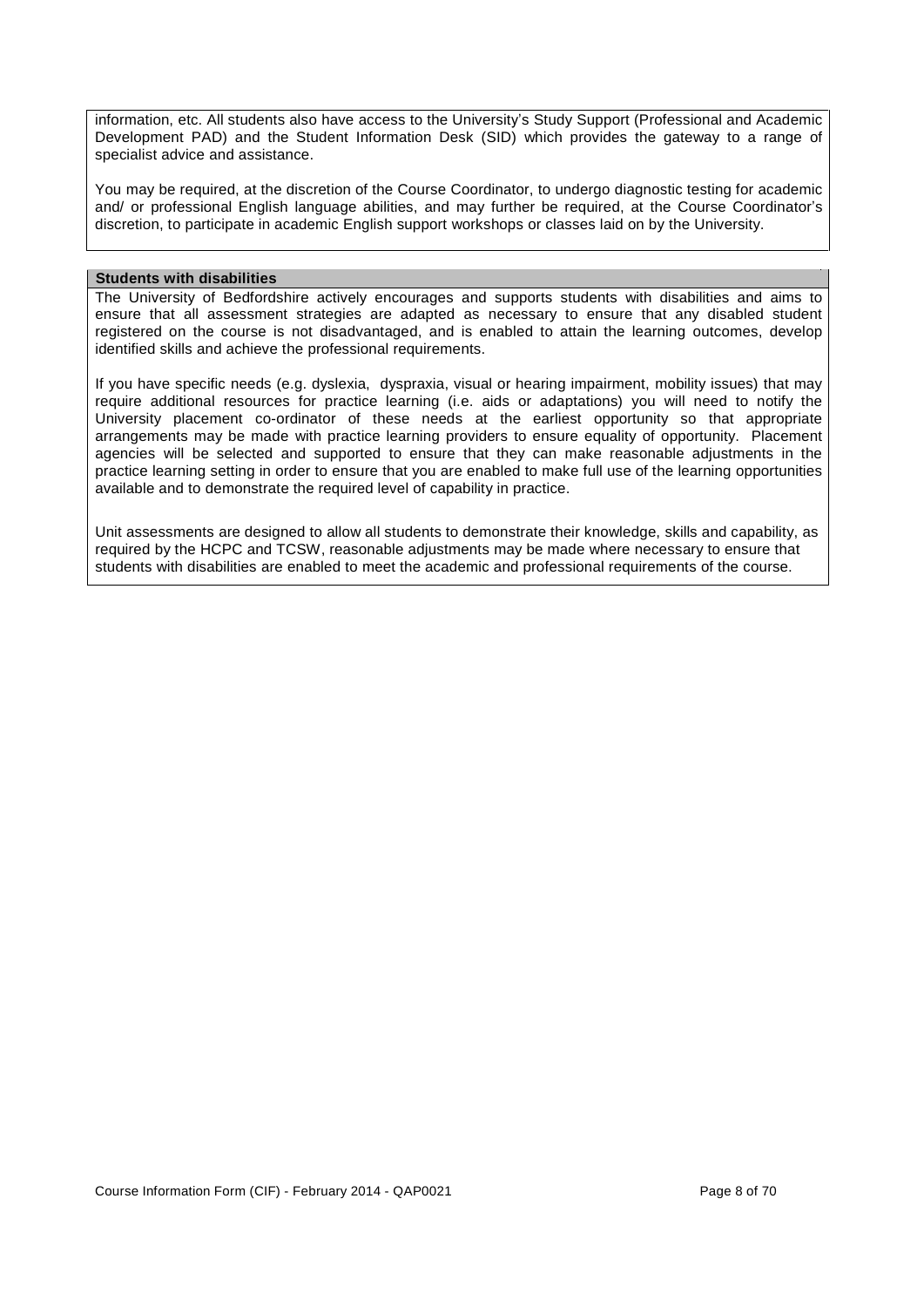information, etc. All students also have access to the University's Study Support (Professional and Academic Development PAD) and the Student Information Desk (SID) which provides the gateway to a range of specialist advice and assistance.

You may be required, at the discretion of the Course Coordinator, to undergo diagnostic testing for academic and/ or professional English language abilities, and may further be required, at the Course Coordinator's discretion, to participate in academic English support workshops or classes laid on by the University.

**Students with disabilities**

The University of Bedfordshire actively encourages and supports students with disabilities and aims to ensure that all assessment strategies are adapted as necessary to ensure that any disabled student registered on the course is not disadvantaged, and is enabled to attain the learning outcomes, develop identified skills and achieve the professional requirements.

If you have specific needs (e.g. dyslexia, dyspraxia, visual or hearing impairment, mobility issues) that may require additional resources for practice learning (i.e. aids or adaptations) you will need to notify the University placement co-ordinator of these needs at the earliest opportunity so that appropriate arrangements may be made with practice learning providers to ensure equality of opportunity. Placement agencies will be selected and supported to ensure that they can make reasonable adjustments in the practice learning setting in order to ensure that you are enabled to make full use of the learning opportunities available and to demonstrate the required level of capability in practice.

Unit assessments are designed to allow all students to demonstrate their knowledge, skills and capability, as required by the HCPC and TCSW, reasonable adjustments may be made where necessary to ensure that students with disabilities are enabled to meet the academic and professional requirements of the course.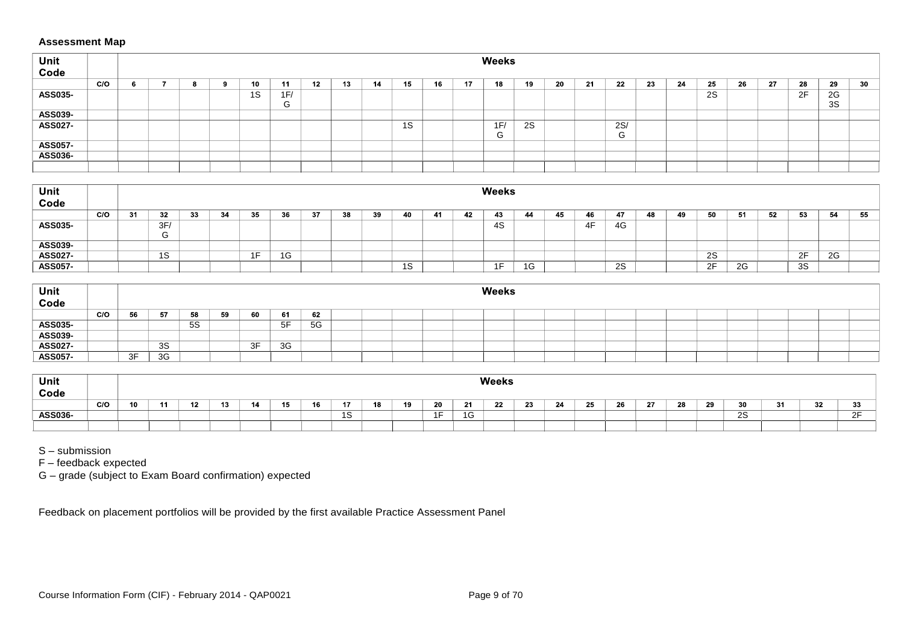**Assessment Map**

| Unit Code | | Weeks | | | | | | | | | | | | | | | | | | | | | | | |
|---|---|---|---|---|---|---|---|---|---|---|---|---|---|---|---|---|---|---|---|---|---|---|---|---|---|
| | C/O | 6 | 7 | 8 | 9 | 10 | 11 | 12 | 13 | 14 | 15 | 16 | 17 | 18 | 19 | 20 | 21 | 22 | 23 | 24 | 25 | 26 | 27 | 28 | 29 | 30 |
| ASS035- | | | | | | 1S | 1F/G | | | | | | | | | | | | | | 2S | | | 2F | 2G 3S | |
| ASS039- | | | | | | | | | | | | | | | | | | | | | | | | | | |
| ASS027- | | | | | | | | | | | 1S | | | 1F/G | 2S | | | 2S/G | | | | | | | | |
| ASS057- | | | | | | | | | | | | | | | | | | | | | | | | | | |
| ASS036- | | | | | | | | | | | | | | | | | | | | | | | | | | |

| Unit Code | | Weeks | | | | | | | | | | | | | | | | | | | | | | | |
|---|---|---|---|---|---|---|---|---|---|---|---|---|---|---|---|---|---|---|---|---|---|---|---|---|---|
| | C/O | 31 | 32 | 33 | 34 | 35 | 36 | 37 | 38 | 39 | 40 | 41 | 42 | 43 | 44 | 45 | 46 | 47 | 48 | 49 | 50 | 51 | 52 | 53 | 54 | 55 |
| ASS035- | | | 3F/G | | | | | | | | | | | 4S | | | 4F | 4G | | | | | | | | |
| ASS039- | | | | | | | | | | | | | | | | | | | | | | | | | | |
| ASS027- | | | 1S | | | 1F | 1G | | | | | | | | | | | | | | 2S | | | 2F | 2G | |
| ASS057- | | | | | | | | | | | 1S | | | 1F | 1G | | | 2S | | | 2F | 2G | | 3S | | |

| Unit Code | | Weeks | | | | | | |
|---|---|---|---|---|---|---|---|---|
| | C/O | 56 | 57 | 58 | 59 | 60 | 61 | 62 |
| ASS035- | | | | 5S | | | 5F | 5G |
| ASS039- | | | | | | | | |
| ASS027- | | | 3S | | | 3F | 3G | |
| ASS057- | | 3F | 3G | | | | | |

| Unit Code | | Weeks | | | | | | | | | | | | | | | | | | | | | | | |
|---|---|---|---|---|---|---|---|---|---|---|---|---|---|---|---|---|---|---|---|---|---|---|---|---|---|
| | C/O | 10 | 11 | 12 | 13 | 14 | 15 | 16 | 17 | 18 | 19 | 20 | 21 | 22 | 23 | 24 | 25 | 26 | 27 | 28 | 29 | 30 | 31 | 32 | 33 |
| ASS036- | | | | | | | | | 1S | | | 1F | 1G | | | | | | | | | 2S | | | 2F |

S – submission
F – feedback expected
G – grade (subject to Exam Board confirmation) expected

Feedback on placement portfolios will be provided by the first available Practice Assessment Panel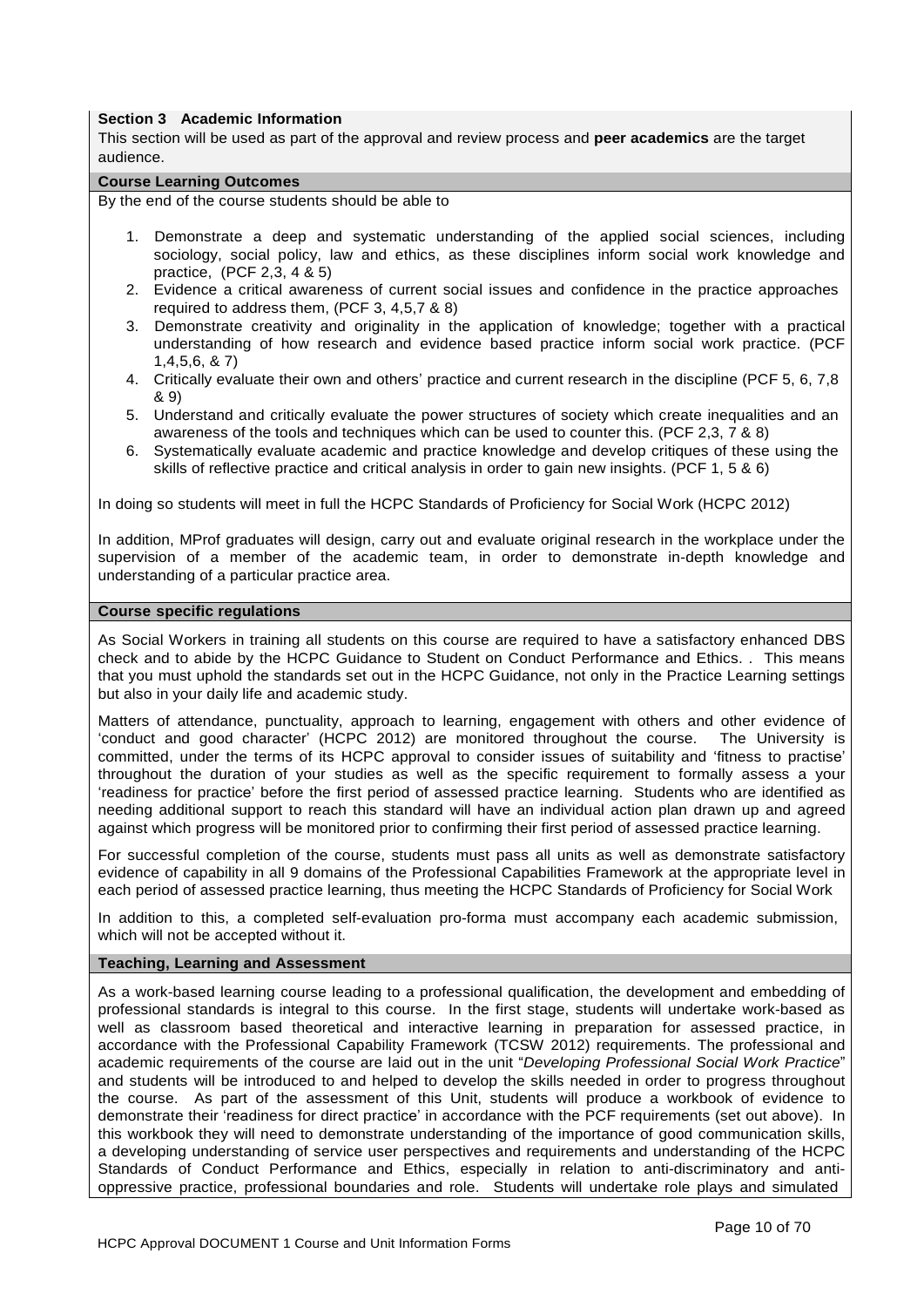### Section 3 Academic Information

This section will be used as part of the approval and review process and **peer academics** are the target audience.

#### Course Learning Outcomes

By the end of the course students should be able to

1. Demonstrate a deep and systematic understanding of the applied social sciences, including sociology, social policy, law and ethics, as these disciplines inform social work knowledge and practice, (PCF 2,3, 4 & 5)
2. Evidence a critical awareness of current social issues and confidence in the practice approaches required to address them, (PCF 3, 4,5,7 & 8)
3. Demonstrate creativity and originality in the application of knowledge; together with a practical understanding of how research and evidence based practice inform social work practice. (PCF 1,4,5,6, & 7)
4. Critically evaluate their own and others' practice and current research in the discipline (PCF 5, 6, 7,8 & 9)
5. Understand and critically evaluate the power structures of society which create inequalities and an awareness of the tools and techniques which can be used to counter this. (PCF 2,3, 7 & 8)
6. Systematically evaluate academic and practice knowledge and develop critiques of these using the skills of reflective practice and critical analysis in order to gain new insights. (PCF 1, 5 & 6)

In doing so students will meet in full the HCPC Standards of Proficiency for Social Work (HCPC 2012)

In addition, MProf graduates will design, carry out and evaluate original research in the workplace under the supervision of a member of the academic team, in order to demonstrate in-depth knowledge and understanding of a particular practice area.

#### Course specific regulations

As Social Workers in training all students on this course are required to have a satisfactory enhanced DBS check and to abide by the HCPC Guidance to Student on Conduct Performance and Ethics. . This means that you must uphold the standards set out in the HCPC Guidance, not only in the Practice Learning settings but also in your daily life and academic study.

Matters of attendance, punctuality, approach to learning, engagement with others and other evidence of 'conduct and good character' (HCPC 2012) are monitored throughout the course. The University is committed, under the terms of its HCPC approval to consider issues of suitability and 'fitness to practise' throughout the duration of your studies as well as the specific requirement to formally assess a your 'readiness for practice' before the first period of assessed practice learning. Students who are identified as needing additional support to reach this standard will have an individual action plan drawn up and agreed against which progress will be monitored prior to confirming their first period of assessed practice learning.

For successful completion of the course, students must pass all units as well as demonstrate satisfactory evidence of capability in all 9 domains of the Professional Capabilities Framework at the appropriate level in each period of assessed practice learning, thus meeting the HCPC Standards of Proficiency for Social Work

In addition to this, a completed self-evaluation pro-forma must accompany each academic submission, which will not be accepted without it.

#### Teaching, Learning and Assessment

As a work-based learning course leading to a professional qualification, the development and embedding of professional standards is integral to this course. In the first stage, students will undertake work-based as well as classroom based theoretical and interactive learning in preparation for assessed practice, in accordance with the Professional Capability Framework (TCSW 2012) requirements. The professional and academic requirements of the course are laid out in the unit "*Developing Professional Social Work Practice*" and students will be introduced to and helped to develop the skills needed in order to progress throughout the course. As part of the assessment of this Unit, students will produce a workbook of evidence to demonstrate their 'readiness for direct practice' in accordance with the PCF requirements (set out above). In this workbook they will need to demonstrate understanding of the importance of good communication skills, a developing understanding of service user perspectives and requirements and understanding of the HCPC Standards of Conduct Performance and Ethics, especially in relation to anti-discriminatory and anti-oppressive practice, professional boundaries and role. Students will undertake role plays and simulated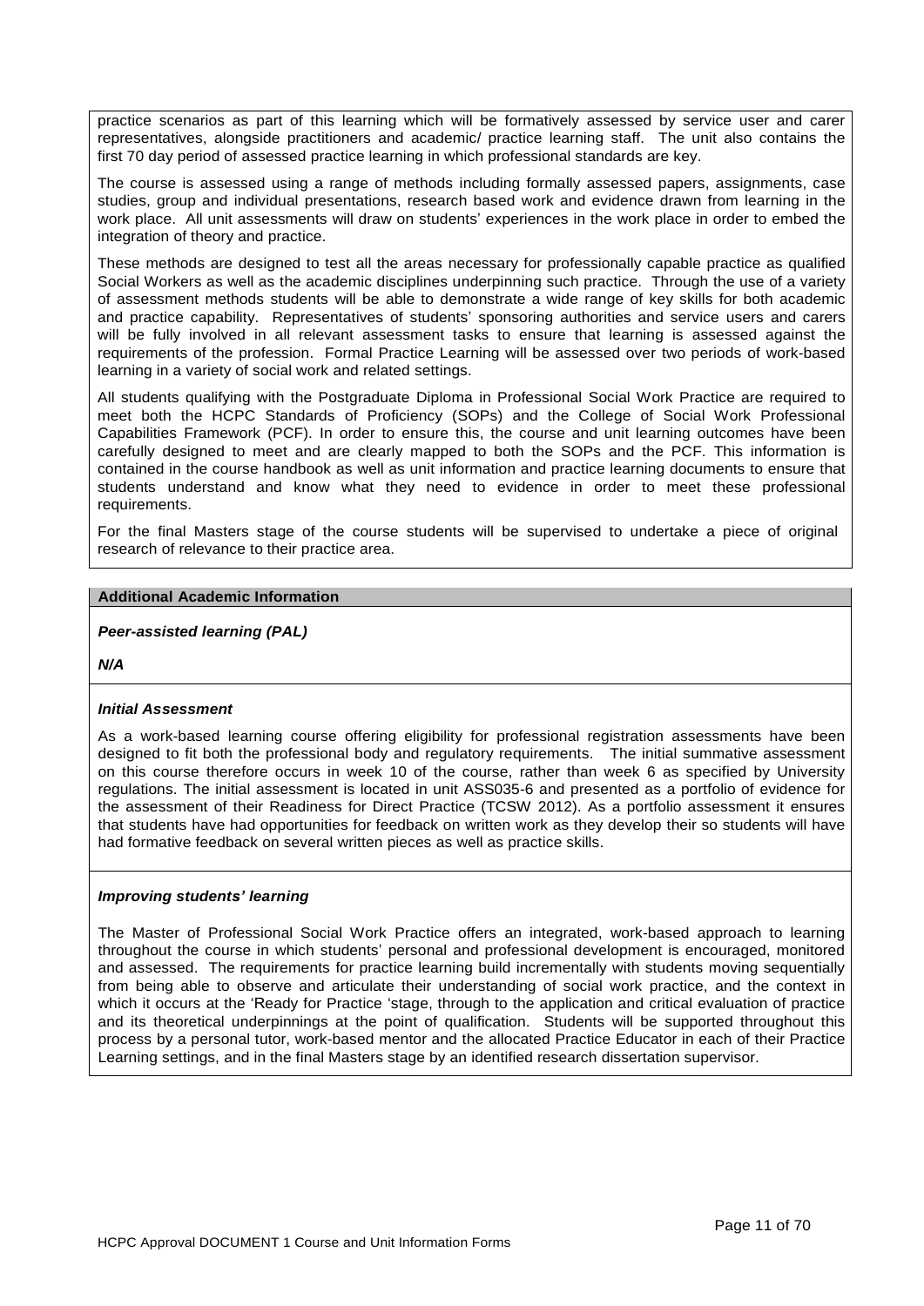practice scenarios as part of this learning which will be formatively assessed by service user and carer representatives, alongside practitioners and academic/ practice learning staff. The unit also contains the first 70 day period of assessed practice learning in which professional standards are key.

The course is assessed using a range of methods including formally assessed papers, assignments, case studies, group and individual presentations, research based work and evidence drawn from learning in the work place. All unit assessments will draw on students' experiences in the work place in order to embed the integration of theory and practice.

These methods are designed to test all the areas necessary for professionally capable practice as qualified Social Workers as well as the academic disciplines underpinning such practice. Through the use of a variety of assessment methods students will be able to demonstrate a wide range of key skills for both academic and practice capability. Representatives of students' sponsoring authorities and service users and carers will be fully involved in all relevant assessment tasks to ensure that learning is assessed against the requirements of the profession. Formal Practice Learning will be assessed over two periods of work-based learning in a variety of social work and related settings.

All students qualifying with the Postgraduate Diploma in Professional Social Work Practice are required to meet both the HCPC Standards of Proficiency (SOPs) and the College of Social Work Professional Capabilities Framework (PCF). In order to ensure this, the course and unit learning outcomes have been carefully designed to meet and are clearly mapped to both the SOPs and the PCF. This information is contained in the course handbook as well as unit information and practice learning documents to ensure that students understand and know what they need to evidence in order to meet these professional requirements.

For the final Masters stage of the course students will be supervised to undertake a piece of original research of relevance to their practice area.

**Additional Academic Information**

***Peer-assisted learning (PAL)***

***N/A***

***Initial Assessment***

As a work-based learning course offering eligibility for professional registration assessments have been designed to fit both the professional body and regulatory requirements. The initial summative assessment on this course therefore occurs in week 10 of the course, rather than week 6 as specified by University regulations. The initial assessment is located in unit ASS035-6 and presented as a portfolio of evidence for the assessment of their Readiness for Direct Practice (TCSW 2012). As a portfolio assessment it ensures that students have had opportunities for feedback on written work as they develop their so students will have had formative feedback on several written pieces as well as practice skills.

***Improving students' learning***

The Master of Professional Social Work Practice offers an integrated, work-based approach to learning throughout the course in which students' personal and professional development is encouraged, monitored and assessed. The requirements for practice learning build incrementally with students moving sequentially from being able to observe and articulate their understanding of social work practice, and the context in which it occurs at the 'Ready for Practice 'stage, through to the application and critical evaluation of practice and its theoretical underpinnings at the point of qualification. Students will be supported throughout this process by a personal tutor, work-based mentor and the allocated Practice Educator in each of their Practice Learning settings, and in the final Masters stage by an identified research dissertation supervisor.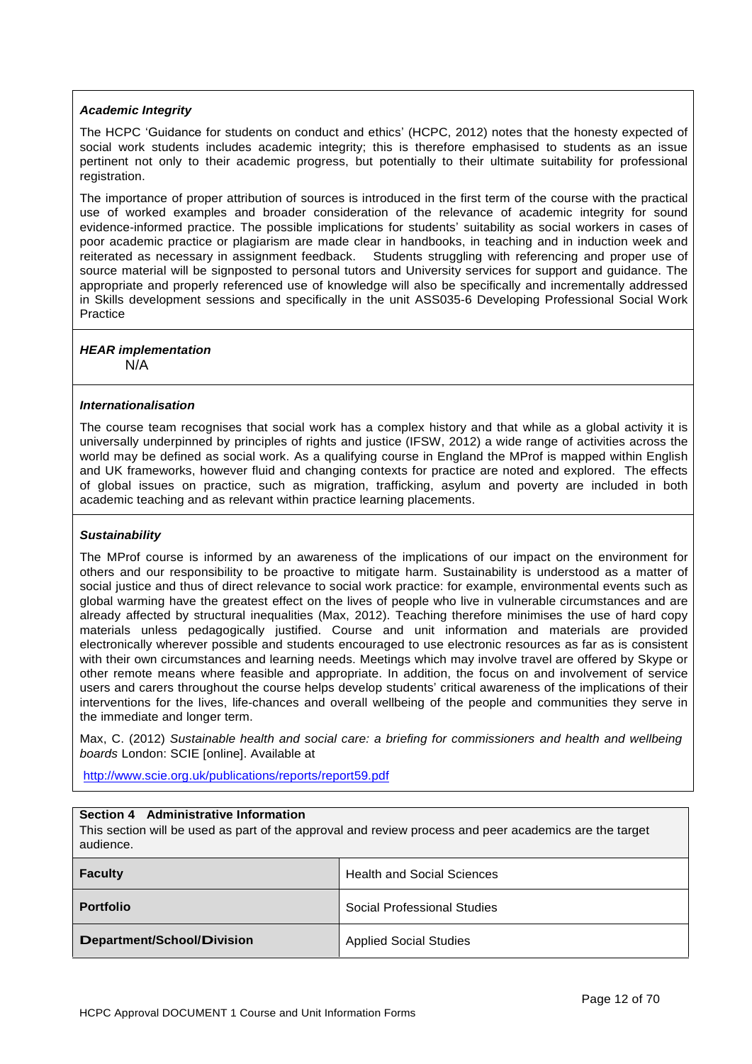### *Academic Integrity*

The HCPC 'Guidance for students on conduct and ethics' (HCPC, 2012) notes that the honesty expected of social work students includes academic integrity; this is therefore emphasised to students as an issue pertinent not only to their academic progress, but potentially to their ultimate suitability for professional registration.

The importance of proper attribution of sources is introduced in the first term of the course with the practical use of worked examples and broader consideration of the relevance of academic integrity for sound evidence-informed practice. The possible implications for students' suitability as social workers in cases of poor academic practice or plagiarism are made clear in handbooks, in teaching and in induction week and reiterated as necessary in assignment feedback. Students struggling with referencing and proper use of source material will be signposted to personal tutors and University services for support and guidance. The appropriate and properly referenced use of knowledge will also be specifically and incrementally addressed in Skills development sessions and specifically in the unit ASS035-6 Developing Professional Social Work Practice

### *HEAR implementation*

N/A

### *Internationalisation*

The course team recognises that social work has a complex history and that while as a global activity it is universally underpinned by principles of rights and justice (IFSW, 2012) a wide range of activities across the world may be defined as social work. As a qualifying course in England the MProf is mapped within English and UK frameworks, however fluid and changing contexts for practice are noted and explored. The effects of global issues on practice, such as migration, trafficking, asylum and poverty are included in both academic teaching and as relevant within practice learning placements.

### *Sustainability*

The MProf course is informed by an awareness of the implications of our impact on the environment for others and our responsibility to be proactive to mitigate harm. Sustainability is understood as a matter of social justice and thus of direct relevance to social work practice: for example, environmental events such as global warming have the greatest effect on the lives of people who live in vulnerable circumstances and are already affected by structural inequalities (Max, 2012). Teaching therefore minimises the use of hard copy materials unless pedagogically justified. Course and unit information and materials are provided electronically wherever possible and students encouraged to use electronic resources as far as is consistent with their own circumstances and learning needs. Meetings which may involve travel are offered by Skype or other remote means where feasible and appropriate. In addition, the focus on and involvement of service users and carers throughout the course helps develop students' critical awareness of the implications of their interventions for the lives, life-chances and overall wellbeing of the people and communities they serve in the immediate and longer term.

Max, C. (2012) *Sustainable health and social care: a briefing for commissioners and health and wellbeing boards* London: SCIE [online]. Available at

http://www.scie.org.uk/publications/reports/report59.pdf

## Section 4 Administrative Information

This section will be used as part of the approval and review process and peer academics are the target audience.

| | |
|---|---|
| **Faculty** | Health and Social Sciences |
| **Portfolio** | Social Professional Studies |
| **Department/School/Division** | Applied Social Studies |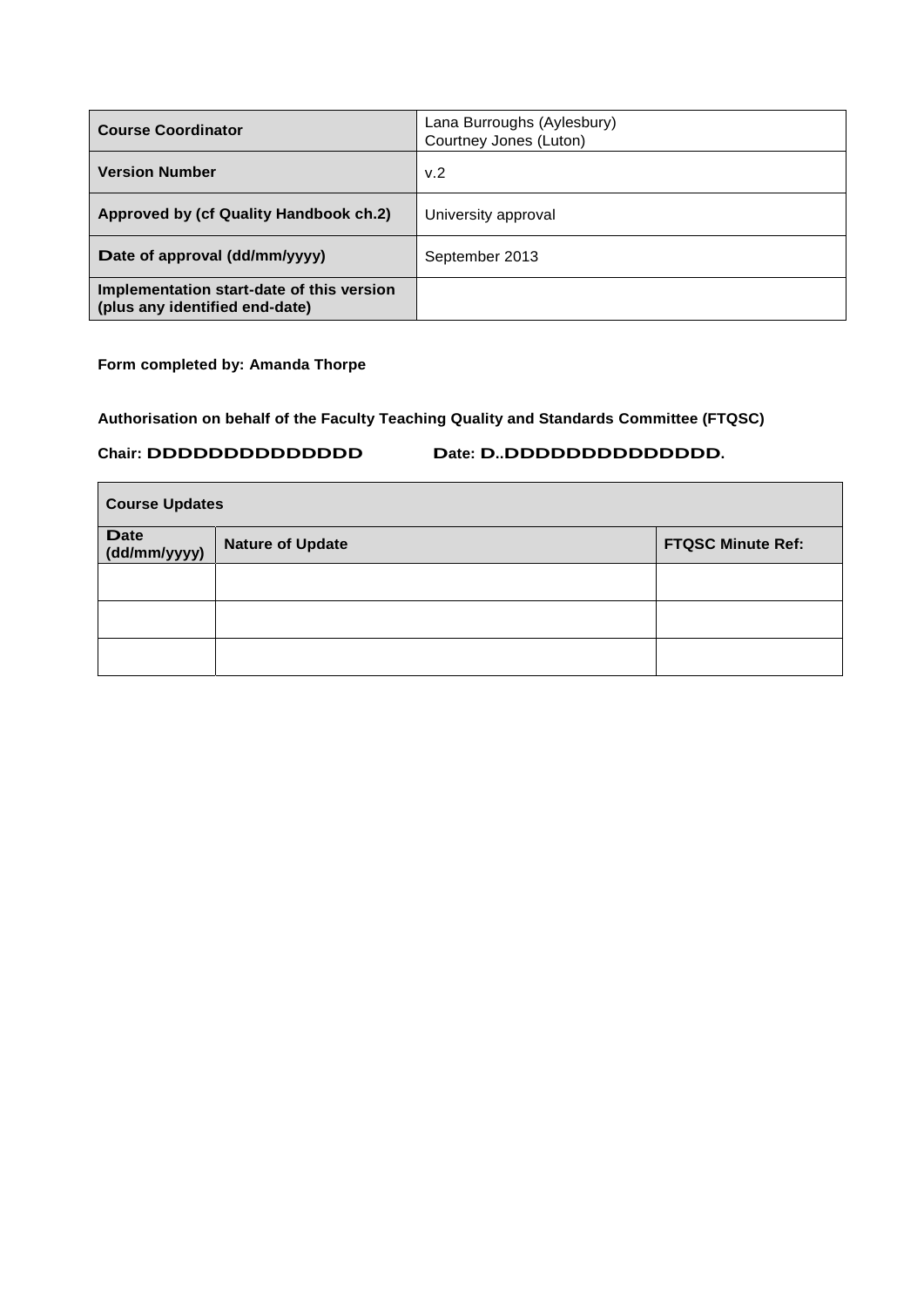| | |
|---|---|
| **Course Coordinator** | Lana Burroughs (Aylesbury)<br>Courtney Jones (Luton) |
| **Version Number** | v.2 |
| **Approved by (cf Quality Handbook ch.2)** | University approval |
| **Date of approval (dd/mm/yyyy)** | September 2013 |
| **Implementation start-date of this version (plus any identified end-date)** | |

**Form completed by: Amanda Thorpe**

**Authorisation on behalf of the Faculty Teaching Quality and Standards Committee (FTQSC)**

**Chair: DDDDDDDDDDDDD Date: D..DDDDDDDDDDDDD.**

| **Course Updates** | | |
|---|---|---|
| **Date (dd/mm/yyyy)** | **Nature of Update** | **FTQSC Minute Ref:** |
| | | |
| | | |
| | | |